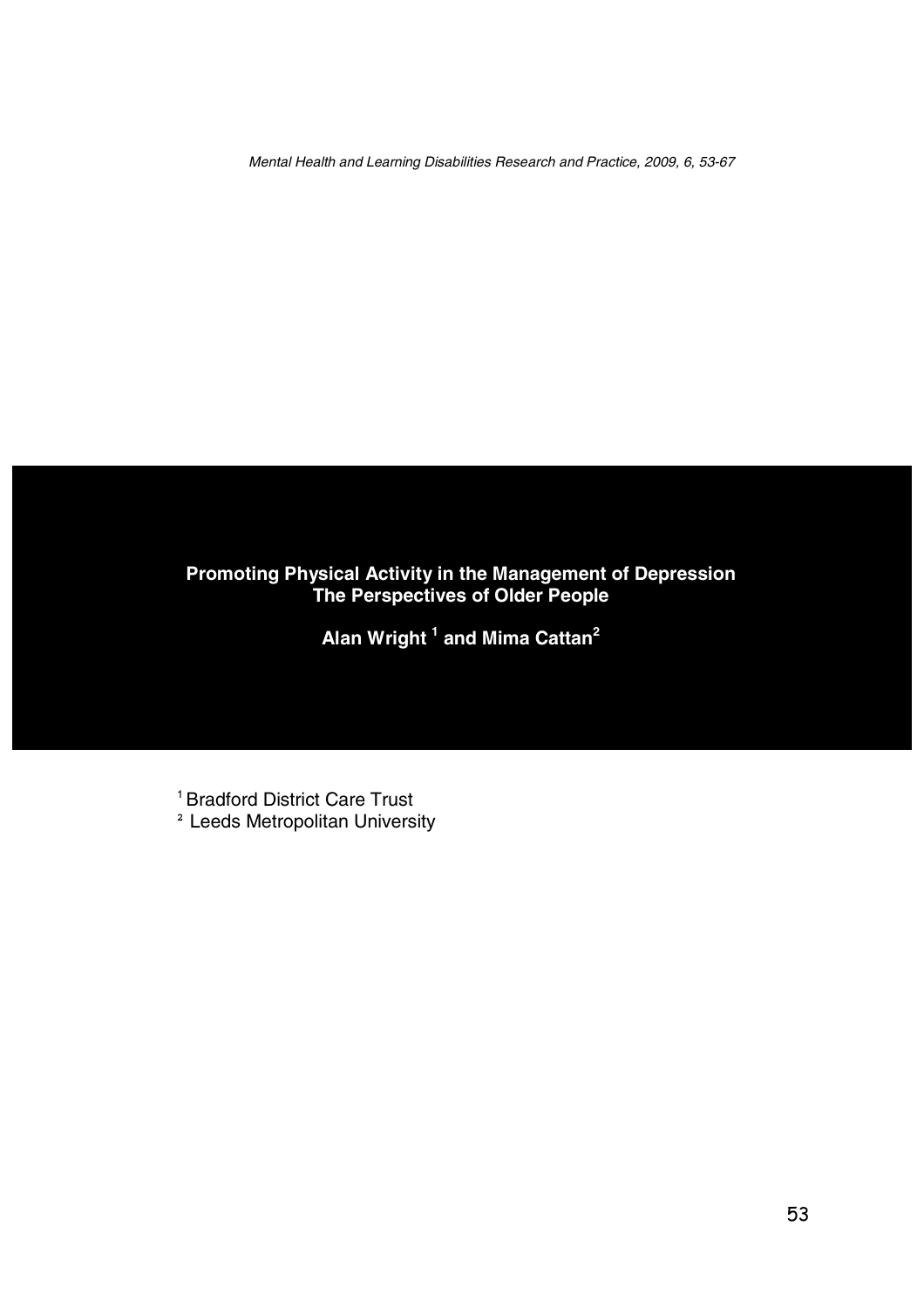# Promoting Physical Activity in the Management of Depression
## The Perspectives of Older People

**Alan Wright [1] and Mima Cattan[2]**

[1] Bradford District Care Trust

[2] Leeds Metropolitan University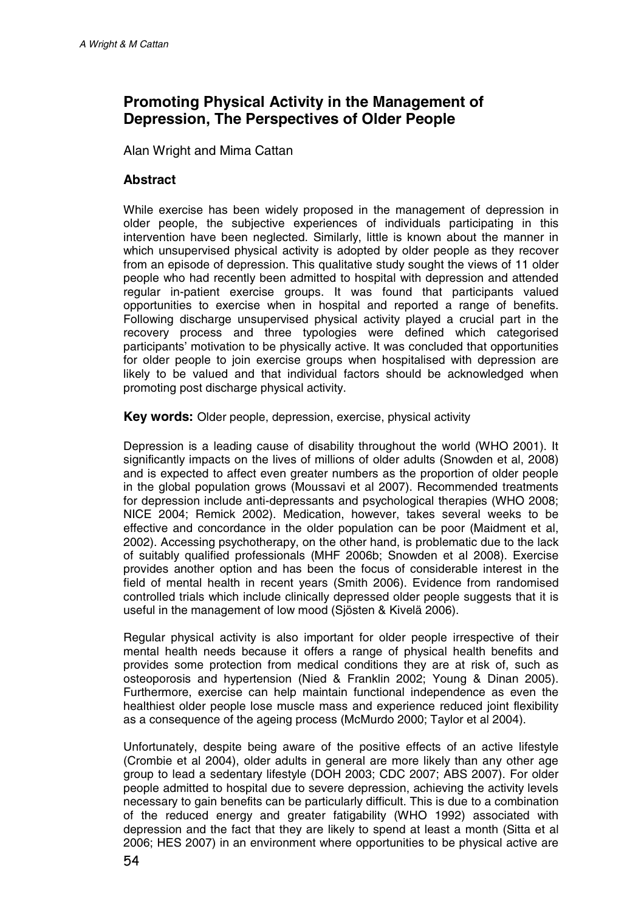# Promoting Physical Activity in the Management of Depression, The Perspectives of Older People

Alan Wright and Mima Cattan

## Abstract

While exercise has been widely proposed in the management of depression in older people, the subjective experiences of individuals participating in this intervention have been neglected. Similarly, little is known about the manner in which unsupervised physical activity is adopted by older people as they recover from an episode of depression. This qualitative study sought the views of 11 older people who had recently been admitted to hospital with depression and attended regular in-patient exercise groups. It was found that participants valued opportunities to exercise when in hospital and reported a range of benefits. Following discharge unsupervised physical activity played a crucial part in the recovery process and three typologies were defined which categorised participants' motivation to be physically active. It was concluded that opportunities for older people to join exercise groups when hospitalised with depression are likely to be valued and that individual factors should be acknowledged when promoting post discharge physical activity.

**Key words:** Older people, depression, exercise, physical activity

Depression is a leading cause of disability throughout the world (WHO 2001). It significantly impacts on the lives of millions of older adults (Snowden et al, 2008) and is expected to affect even greater numbers as the proportion of older people in the global population grows (Moussavi et al 2007). Recommended treatments for depression include anti-depressants and psychological therapies (WHO 2008; NICE 2004; Remick 2002). Medication, however, takes several weeks to be effective and concordance in the older population can be poor (Maidment et al, 2002). Accessing psychotherapy, on the other hand, is problematic due to the lack of suitably qualified professionals (MHF 2006b; Snowden et al 2008). Exercise provides another option and has been the focus of considerable interest in the field of mental health in recent years (Smith 2006). Evidence from randomised controlled trials which include clinically depressed older people suggests that it is useful in the management of low mood (Sjösten & Kivelä 2006).

Regular physical activity is also important for older people irrespective of their mental health needs because it offers a range of physical health benefits and provides some protection from medical conditions they are at risk of, such as osteoporosis and hypertension (Nied & Franklin 2002; Young & Dinan 2005). Furthermore, exercise can help maintain functional independence as even the healthiest older people lose muscle mass and experience reduced joint flexibility as a consequence of the ageing process (McMurdo 2000; Taylor et al 2004).

Unfortunately, despite being aware of the positive effects of an active lifestyle (Crombie et al 2004), older adults in general are more likely than any other age group to lead a sedentary lifestyle (DOH 2003; CDC 2007; ABS 2007). For older people admitted to hospital due to severe depression, achieving the activity levels necessary to gain benefits can be particularly difficult. This is due to a combination of the reduced energy and greater fatigability (WHO 1992) associated with depression and the fact that they are likely to spend at least a month (Sitta et al 2006; HES 2007) in an environment where opportunities to be physical active are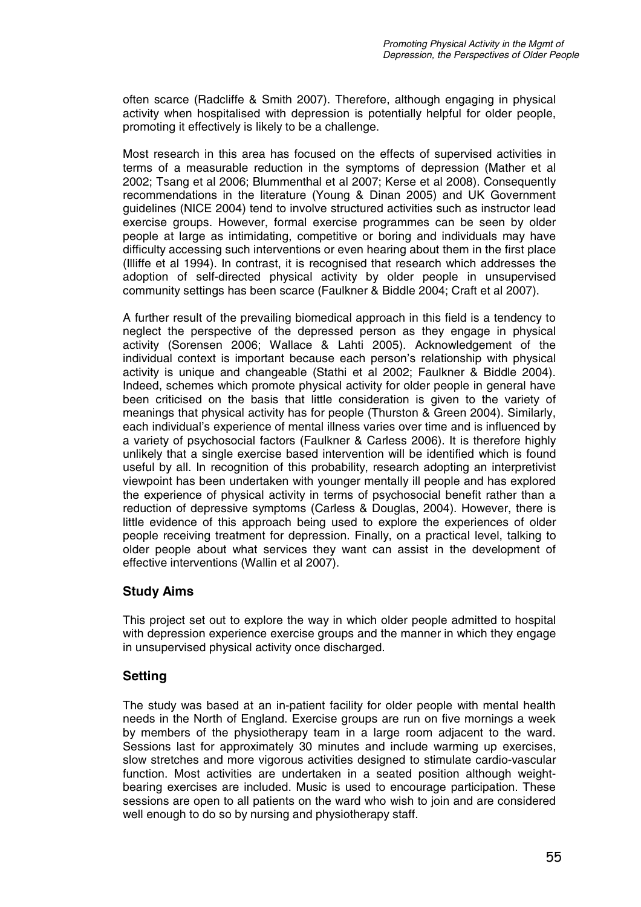often scarce (Radcliffe & Smith 2007). Therefore, although engaging in physical activity when hospitalised with depression is potentially helpful for older people, promoting it effectively is likely to be a challenge.

Most research in this area has focused on the effects of supervised activities in terms of a measurable reduction in the symptoms of depression (Mather et al 2002; Tsang et al 2006; Blummenthal et al 2007; Kerse et al 2008). Consequently recommendations in the literature (Young & Dinan 2005) and UK Government guidelines (NICE 2004) tend to involve structured activities such as instructor lead exercise groups. However, formal exercise programmes can be seen by older people at large as intimidating, competitive or boring and individuals may have difficulty accessing such interventions or even hearing about them in the first place (Illiffe et al 1994). In contrast, it is recognised that research which addresses the adoption of self-directed physical activity by older people in unsupervised community settings has been scarce (Faulkner & Biddle 2004; Craft et al 2007).

A further result of the prevailing biomedical approach in this field is a tendency to neglect the perspective of the depressed person as they engage in physical activity (Sorensen 2006; Wallace & Lahti 2005). Acknowledgement of the individual context is important because each person's relationship with physical activity is unique and changeable (Stathi et al 2002; Faulkner & Biddle 2004). Indeed, schemes which promote physical activity for older people in general have been criticised on the basis that little consideration is given to the variety of meanings that physical activity has for people (Thurston & Green 2004). Similarly, each individual's experience of mental illness varies over time and is influenced by a variety of psychosocial factors (Faulkner & Carless 2006). It is therefore highly unlikely that a single exercise based intervention will be identified which is found useful by all. In recognition of this probability, research adopting an interpretivist viewpoint has been undertaken with younger mentally ill people and has explored the experience of physical activity in terms of psychosocial benefit rather than a reduction of depressive symptoms (Carless & Douglas, 2004). However, there is little evidence of this approach being used to explore the experiences of older people receiving treatment for depression. Finally, on a practical level, talking to older people about what services they want can assist in the development of effective interventions (Wallin et al 2007).

## Study Aims

This project set out to explore the way in which older people admitted to hospital with depression experience exercise groups and the manner in which they engage in unsupervised physical activity once discharged.

## Setting

The study was based at an in-patient facility for older people with mental health needs in the North of England. Exercise groups are run on five mornings a week by members of the physiotherapy team in a large room adjacent to the ward. Sessions last for approximately 30 minutes and include warming up exercises, slow stretches and more vigorous activities designed to stimulate cardio-vascular function. Most activities are undertaken in a seated position although weight-bearing exercises are included. Music is used to encourage participation. These sessions are open to all patients on the ward who wish to join and are considered well enough to do so by nursing and physiotherapy staff.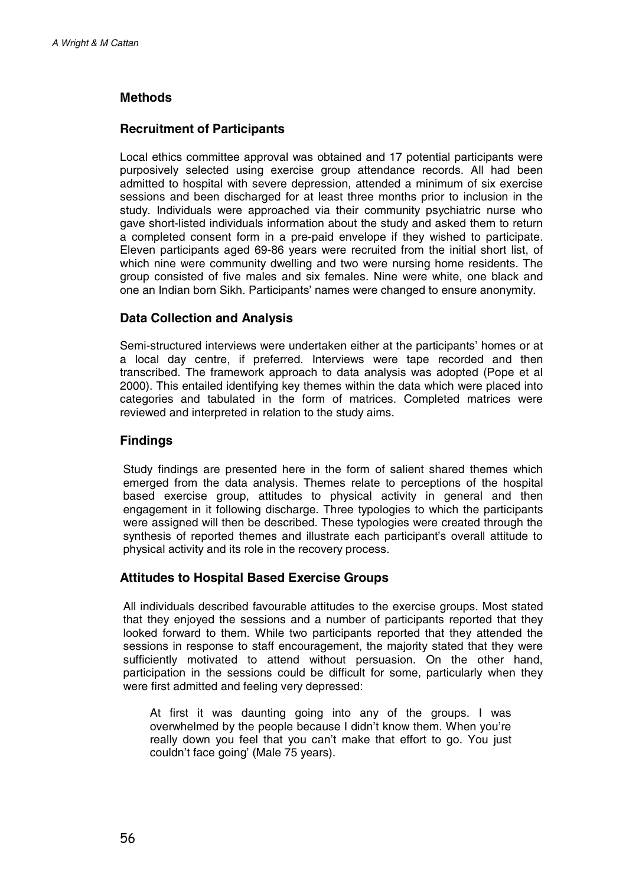## Methods

### Recruitment of Participants

Local ethics committee approval was obtained and 17 potential participants were purposively selected using exercise group attendance records. All had been admitted to hospital with severe depression, attended a minimum of six exercise sessions and been discharged for at least three months prior to inclusion in the study. Individuals were approached via their community psychiatric nurse who gave short-listed individuals information about the study and asked them to return a completed consent form in a pre-paid envelope if they wished to participate. Eleven participants aged 69-86 years were recruited from the initial short list, of which nine were community dwelling and two were nursing home residents. The group consisted of five males and six females. Nine were white, one black and one an Indian born Sikh. Participants' names were changed to ensure anonymity.

### Data Collection and Analysis

Semi-structured interviews were undertaken either at the participants' homes or at a local day centre, if preferred. Interviews were tape recorded and then transcribed. The framework approach to data analysis was adopted (Pope et al 2000). This entailed identifying key themes within the data which were placed into categories and tabulated in the form of matrices. Completed matrices were reviewed and interpreted in relation to the study aims.

## Findings

Study findings are presented here in the form of salient shared themes which emerged from the data analysis. Themes relate to perceptions of the hospital based exercise group, attitudes to physical activity in general and then engagement in it following discharge. Three typologies to which the participants were assigned will then be described. These typologies were created through the synthesis of reported themes and illustrate each participant's overall attitude to physical activity and its role in the recovery process.

### Attitudes to Hospital Based Exercise Groups

All individuals described favourable attitudes to the exercise groups. Most stated that they enjoyed the sessions and a number of participants reported that they looked forward to them. While two participants reported that they attended the sessions in response to staff encouragement, the majority stated that they were sufficiently motivated to attend without persuasion. On the other hand, participation in the sessions could be difficult for some, particularly when they were first admitted and feeling very depressed:

> At first it was daunting going into any of the groups. I was overwhelmed by the people because I didn't know them. When you're really down you feel that you can't make that effort to go. You just couldn't face going' (Male 75 years).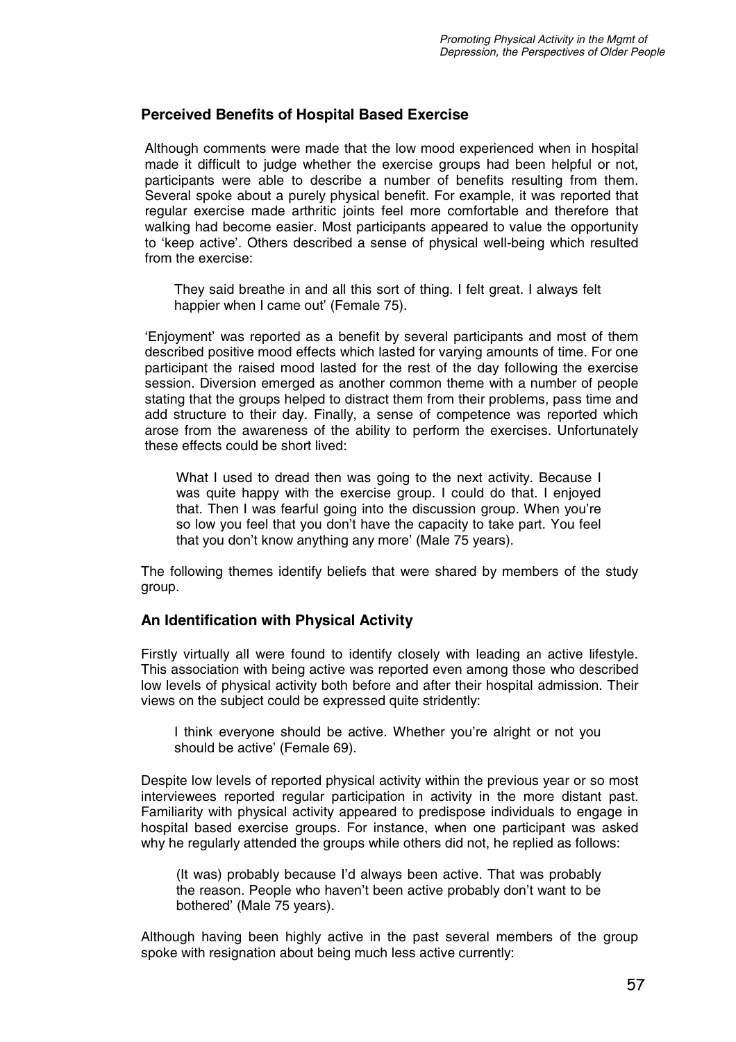## Perceived Benefits of Hospital Based Exercise

Although comments were made that the low mood experienced when in hospital made it difficult to judge whether the exercise groups had been helpful or not, participants were able to describe a number of benefits resulting from them. Several spoke about a purely physical benefit. For example, it was reported that regular exercise made arthritic joints feel more comfortable and therefore that walking had become easier. Most participants appeared to value the opportunity to 'keep active'. Others described a sense of physical well-being which resulted from the exercise:

> They said breathe in and all this sort of thing. I felt great. I always felt happier when I came out' (Female 75).

'Enjoyment' was reported as a benefit by several participants and most of them described positive mood effects which lasted for varying amounts of time. For one participant the raised mood lasted for the rest of the day following the exercise session. Diversion emerged as another common theme with a number of people stating that the groups helped to distract them from their problems, pass time and add structure to their day. Finally, a sense of competence was reported which arose from the awareness of the ability to perform the exercises. Unfortunately these effects could be short lived:

> What I used to dread then was going to the next activity. Because I was quite happy with the exercise group. I could do that. I enjoyed that. Then I was fearful going into the discussion group. When you're so low you feel that you don't have the capacity to take part. You feel that you don't know anything any more' (Male 75 years).

The following themes identify beliefs that were shared by members of the study group.

## An Identification with Physical Activity

Firstly virtually all were found to identify closely with leading an active lifestyle. This association with being active was reported even among those who described low levels of physical activity both before and after their hospital admission. Their views on the subject could be expressed quite stridently:

> I think everyone should be active. Whether you're alright or not you should be active' (Female 69).

Despite low levels of reported physical activity within the previous year or so most interviewees reported regular participation in activity in the more distant past. Familiarity with physical activity appeared to predispose individuals to engage in hospital based exercise groups. For instance, when one participant was asked why he regularly attended the groups while others did not, he replied as follows:

> (It was) probably because I'd always been active. That was probably the reason. People who haven't been active probably don't want to be bothered' (Male 75 years).

Although having been highly active in the past several members of the group spoke with resignation about being much less active currently: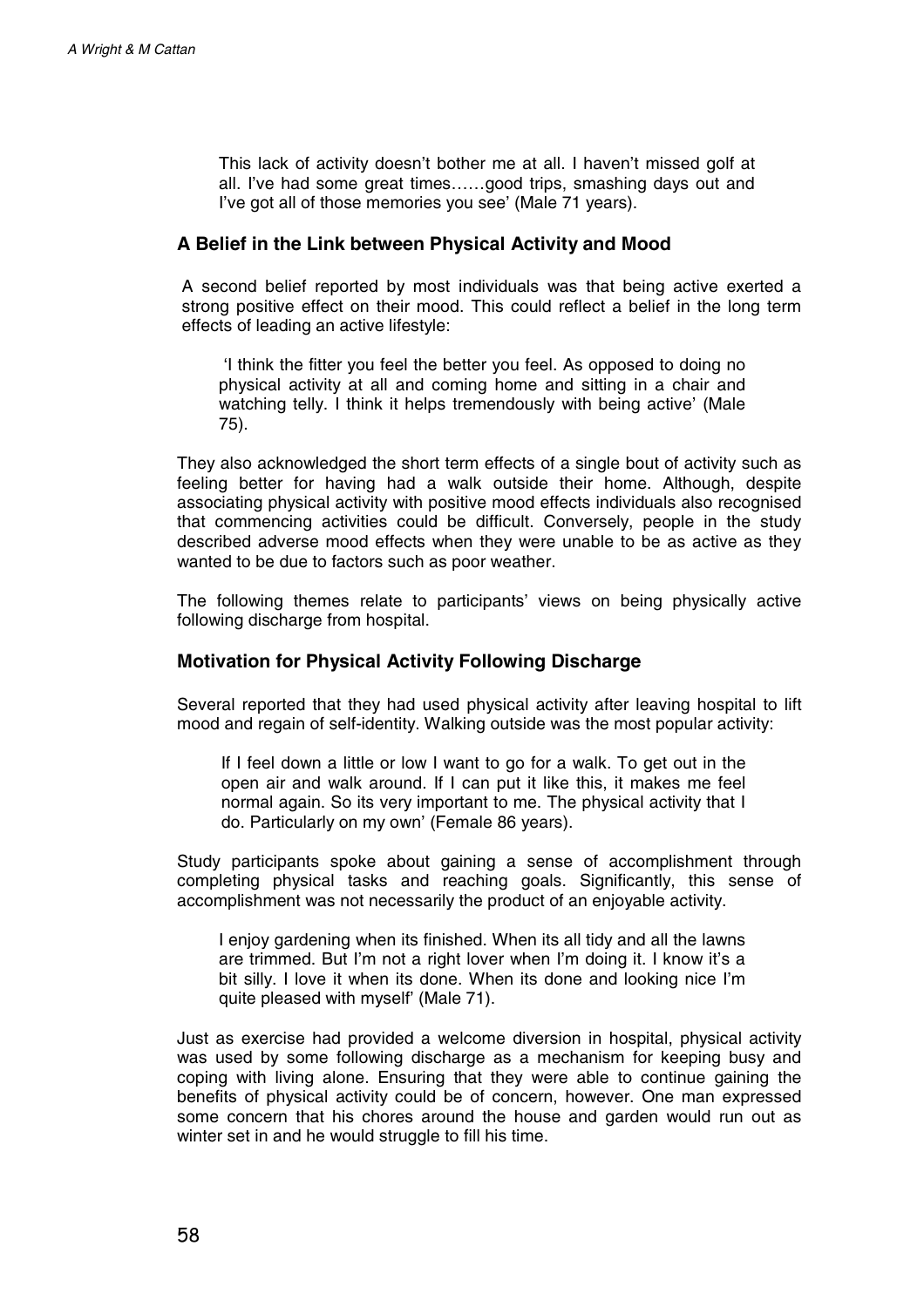This lack of activity doesn't bother me at all. I haven't missed golf at all. I've had some great times……good trips, smashing days out and I've got all of those memories you see' (Male 71 years).

### A Belief in the Link between Physical Activity and Mood

A second belief reported by most individuals was that being active exerted a strong positive effect on their mood. This could reflect a belief in the long term effects of leading an active lifestyle:

> 'I think the fitter you feel the better you feel. As opposed to doing no physical activity at all and coming home and sitting in a chair and watching telly. I think it helps tremendously with being active' (Male 75).

They also acknowledged the short term effects of a single bout of activity such as feeling better for having had a walk outside their home. Although, despite associating physical activity with positive mood effects individuals also recognised that commencing activities could be difficult. Conversely, people in the study described adverse mood effects when they were unable to be as active as they wanted to be due to factors such as poor weather.

The following themes relate to participants' views on being physically active following discharge from hospital.

### Motivation for Physical Activity Following Discharge

Several reported that they had used physical activity after leaving hospital to lift mood and regain of self-identity. Walking outside was the most popular activity:

> If I feel down a little or low I want to go for a walk. To get out in the open air and walk around. If I can put it like this, it makes me feel normal again. So its very important to me. The physical activity that I do. Particularly on my own' (Female 86 years).

Study participants spoke about gaining a sense of accomplishment through completing physical tasks and reaching goals. Significantly, this sense of accomplishment was not necessarily the product of an enjoyable activity.

> I enjoy gardening when its finished. When its all tidy and all the lawns are trimmed. But I'm not a right lover when I'm doing it. I know it's a bit silly. I love it when its done. When its done and looking nice I'm quite pleased with myself' (Male 71).

Just as exercise had provided a welcome diversion in hospital, physical activity was used by some following discharge as a mechanism for keeping busy and coping with living alone. Ensuring that they were able to continue gaining the benefits of physical activity could be of concern, however. One man expressed some concern that his chores around the house and garden would run out as winter set in and he would struggle to fill his time.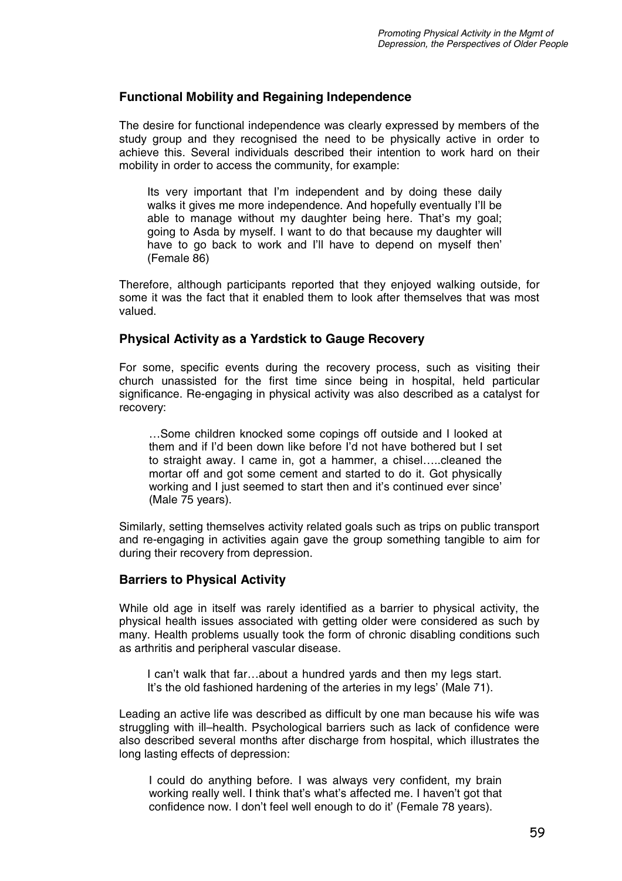### Functional Mobility and Regaining Independence

The desire for functional independence was clearly expressed by members of the study group and they recognised the need to be physically active in order to achieve this. Several individuals described their intention to work hard on their mobility in order to access the community, for example:

> Its very important that I'm independent and by doing these daily walks it gives me more independence. And hopefully eventually I'll be able to manage without my daughter being here. That's my goal; going to Asda by myself. I want to do that because my daughter will have to go back to work and I'll have to depend on myself then' (Female 86)

Therefore, although participants reported that they enjoyed walking outside, for some it was the fact that it enabled them to look after themselves that was most valued.

### Physical Activity as a Yardstick to Gauge Recovery

For some, specific events during the recovery process, such as visiting their church unassisted for the first time since being in hospital, held particular significance. Re-engaging in physical activity was also described as a catalyst for recovery:

> …Some children knocked some copings off outside and I looked at them and if I'd been down like before I'd not have bothered but I set to straight away. I came in, got a hammer, a chisel…..cleaned the mortar off and got some cement and started to do it. Got physically working and I just seemed to start then and it's continued ever since' (Male 75 years).

Similarly, setting themselves activity related goals such as trips on public transport and re-engaging in activities again gave the group something tangible to aim for during their recovery from depression.

### Barriers to Physical Activity

While old age in itself was rarely identified as a barrier to physical activity, the physical health issues associated with getting older were considered as such by many. Health problems usually took the form of chronic disabling conditions such as arthritis and peripheral vascular disease.

> I can't walk that far…about a hundred yards and then my legs start. It's the old fashioned hardening of the arteries in my legs' (Male 71).

Leading an active life was described as difficult by one man because his wife was struggling with ill–health. Psychological barriers such as lack of confidence were also described several months after discharge from hospital, which illustrates the long lasting effects of depression:

> I could do anything before. I was always very confident, my brain working really well. I think that's what's affected me. I haven't got that confidence now. I don't feel well enough to do it' (Female 78 years).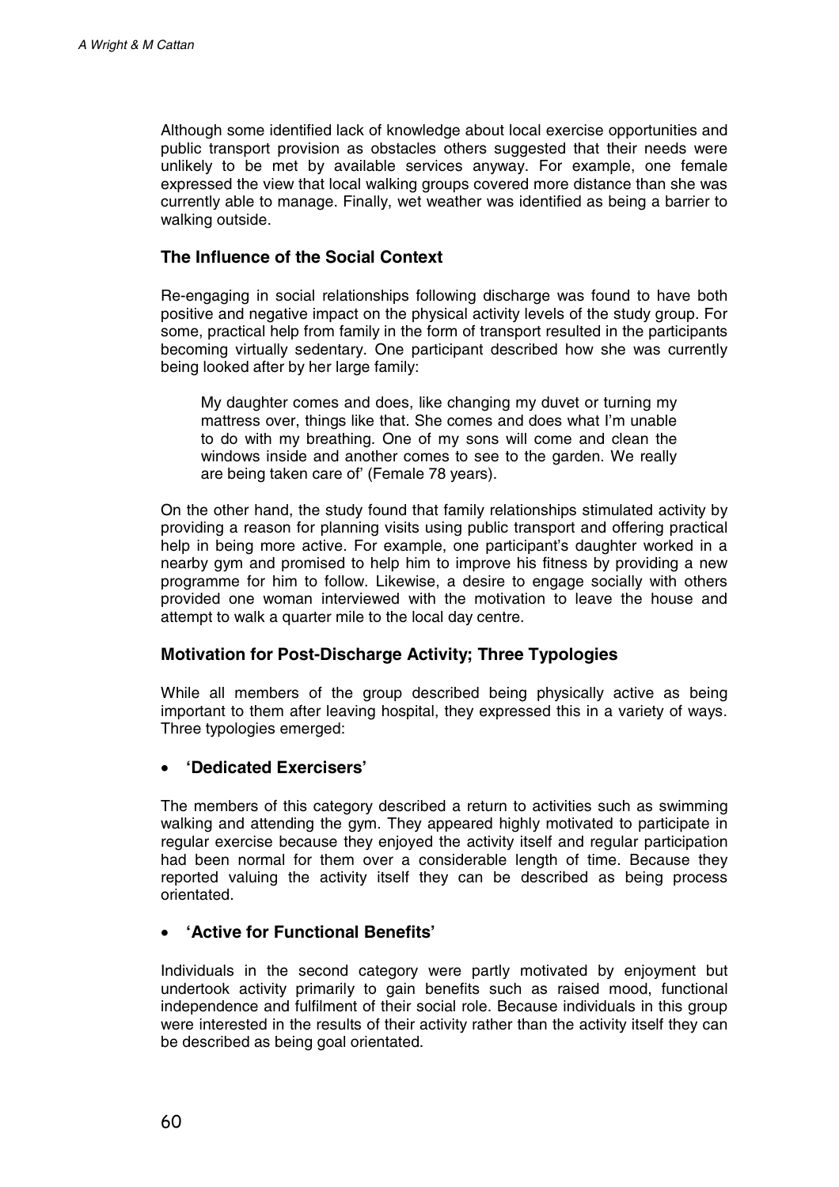Although some identified lack of knowledge about local exercise opportunities and public transport provision as obstacles others suggested that their needs were unlikely to be met by available services anyway. For example, one female expressed the view that local walking groups covered more distance than she was currently able to manage. Finally, wet weather was identified as being a barrier to walking outside.

### The Influence of the Social Context

Re-engaging in social relationships following discharge was found to have both positive and negative impact on the physical activity levels of the study group. For some, practical help from family in the form of transport resulted in the participants becoming virtually sedentary. One participant described how she was currently being looked after by her large family:

> My daughter comes and does, like changing my duvet or turning my mattress over, things like that. She comes and does what I'm unable to do with my breathing. One of my sons will come and clean the windows inside and another comes to see to the garden. We really are being taken care of' (Female 78 years).

On the other hand, the study found that family relationships stimulated activity by providing a reason for planning visits using public transport and offering practical help in being more active. For example, one participant's daughter worked in a nearby gym and promised to help him to improve his fitness by providing a new programme for him to follow. Likewise, a desire to engage socially with others provided one woman interviewed with the motivation to leave the house and attempt to walk a quarter mile to the local day centre.

### Motivation for Post-Discharge Activity; Three Typologies

While all members of the group described being physically active as being important to them after leaving hospital, they expressed this in a variety of ways. Three typologies emerged:

- **'Dedicated Exercisers'**

The members of this category described a return to activities such as swimming walking and attending the gym. They appeared highly motivated to participate in regular exercise because they enjoyed the activity itself and regular participation had been normal for them over a considerable length of time. Because they reported valuing the activity itself they can be described as being process orientated.

- **'Active for Functional Benefits'**

Individuals in the second category were partly motivated by enjoyment but undertook activity primarily to gain benefits such as raised mood, functional independence and fulfilment of their social role. Because individuals in this group were interested in the results of their activity rather than the activity itself they can be described as being goal orientated.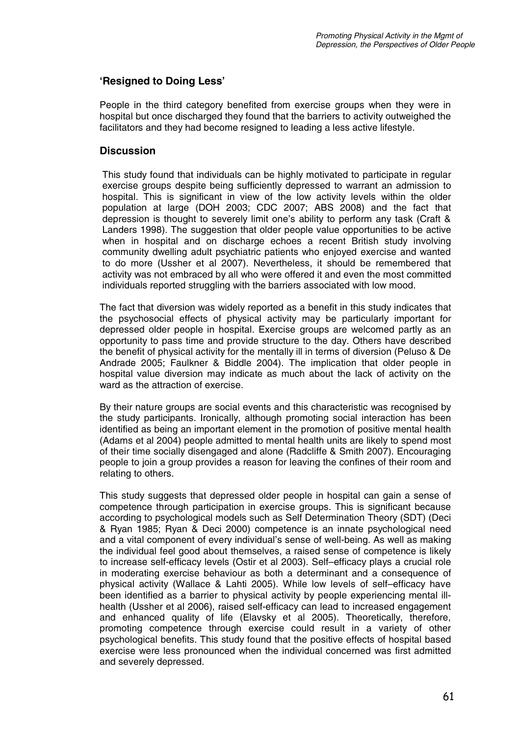## 'Resigned to Doing Less'

People in the third category benefited from exercise groups when they were in hospital but once discharged they found that the barriers to activity outweighed the facilitators and they had become resigned to leading a less active lifestyle.

## Discussion

This study found that individuals can be highly motivated to participate in regular exercise groups despite being sufficiently depressed to warrant an admission to hospital. This is significant in view of the low activity levels within the older population at large (DOH 2003; CDC 2007; ABS 2008) and the fact that depression is thought to severely limit one's ability to perform any task (Craft & Landers 1998). The suggestion that older people value opportunities to be active when in hospital and on discharge echoes a recent British study involving community dwelling adult psychiatric patients who enjoyed exercise and wanted to do more (Ussher et al 2007). Nevertheless, it should be remembered that activity was not embraced by all who were offered it and even the most committed individuals reported struggling with the barriers associated with low mood.

The fact that diversion was widely reported as a benefit in this study indicates that the psychosocial effects of physical activity may be particularly important for depressed older people in hospital. Exercise groups are welcomed partly as an opportunity to pass time and provide structure to the day. Others have described the benefit of physical activity for the mentally ill in terms of diversion (Peluso & De Andrade 2005; Faulkner & Biddle 2004). The implication that older people in hospital value diversion may indicate as much about the lack of activity on the ward as the attraction of exercise.

By their nature groups are social events and this characteristic was recognised by the study participants. Ironically, although promoting social interaction has been identified as being an important element in the promotion of positive mental health (Adams et al 2004) people admitted to mental health units are likely to spend most of their time socially disengaged and alone (Radcliffe & Smith 2007). Encouraging people to join a group provides a reason for leaving the confines of their room and relating to others.

This study suggests that depressed older people in hospital can gain a sense of competence through participation in exercise groups. This is significant because according to psychological models such as Self Determination Theory (SDT) (Deci & Ryan 1985; Ryan & Deci 2000) competence is an innate psychological need and a vital component of every individual's sense of well-being. As well as making the individual feel good about themselves, a raised sense of competence is likely to increase self-efficacy levels (Ostir et al 2003). Self–efficacy plays a crucial role in moderating exercise behaviour as both a determinant and a consequence of physical activity (Wallace & Lahti 2005). While low levels of self–efficacy have been identified as a barrier to physical activity by people experiencing mental ill-health (Ussher et al 2006), raised self-efficacy can lead to increased engagement and enhanced quality of life (Elavsky et al 2005). Theoretically, therefore, promoting competence through exercise could result in a variety of other psychological benefits. This study found that the positive effects of hospital based exercise were less pronounced when the individual concerned was first admitted and severely depressed.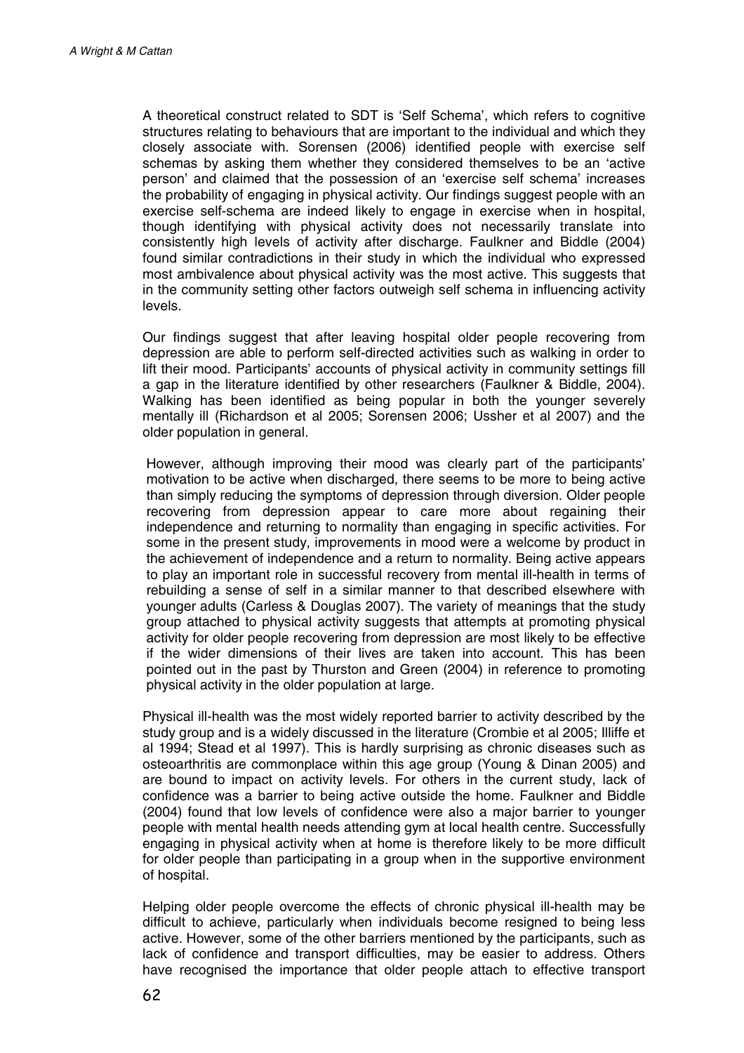A theoretical construct related to SDT is 'Self Schema', which refers to cognitive structures relating to behaviours that are important to the individual and which they closely associate with. Sorensen (2006) identified people with exercise self schemas by asking them whether they considered themselves to be an 'active person' and claimed that the possession of an 'exercise self schema' increases the probability of engaging in physical activity. Our findings suggest people with an exercise self-schema are indeed likely to engage in exercise when in hospital, though identifying with physical activity does not necessarily translate into consistently high levels of activity after discharge. Faulkner and Biddle (2004) found similar contradictions in their study in which the individual who expressed most ambivalence about physical activity was the most active. This suggests that in the community setting other factors outweigh self schema in influencing activity levels.

Our findings suggest that after leaving hospital older people recovering from depression are able to perform self-directed activities such as walking in order to lift their mood. Participants' accounts of physical activity in community settings fill a gap in the literature identified by other researchers (Faulkner & Biddle, 2004). Walking has been identified as being popular in both the younger severely mentally ill (Richardson et al 2005; Sorensen 2006; Ussher et al 2007) and the older population in general.

However, although improving their mood was clearly part of the participants' motivation to be active when discharged, there seems to be more to being active than simply reducing the symptoms of depression through diversion. Older people recovering from depression appear to care more about regaining their independence and returning to normality than engaging in specific activities. For some in the present study, improvements in mood were a welcome by product in the achievement of independence and a return to normality. Being active appears to play an important role in successful recovery from mental ill-health in terms of rebuilding a sense of self in a similar manner to that described elsewhere with younger adults (Carless & Douglas 2007). The variety of meanings that the study group attached to physical activity suggests that attempts at promoting physical activity for older people recovering from depression are most likely to be effective if the wider dimensions of their lives are taken into account. This has been pointed out in the past by Thurston and Green (2004) in reference to promoting physical activity in the older population at large.

Physical ill-health was the most widely reported barrier to activity described by the study group and is a widely discussed in the literature (Crombie et al 2005; Illiffe et al 1994; Stead et al 1997). This is hardly surprising as chronic diseases such as osteoarthritis are commonplace within this age group (Young & Dinan 2005) and are bound to impact on activity levels. For others in the current study, lack of confidence was a barrier to being active outside the home. Faulkner and Biddle (2004) found that low levels of confidence were also a major barrier to younger people with mental health needs attending gym at local health centre. Successfully engaging in physical activity when at home is therefore likely to be more difficult for older people than participating in a group when in the supportive environment of hospital.

Helping older people overcome the effects of chronic physical ill-health may be difficult to achieve, particularly when individuals become resigned to being less active. However, some of the other barriers mentioned by the participants, such as lack of confidence and transport difficulties, may be easier to address. Others have recognised the importance that older people attach to effective transport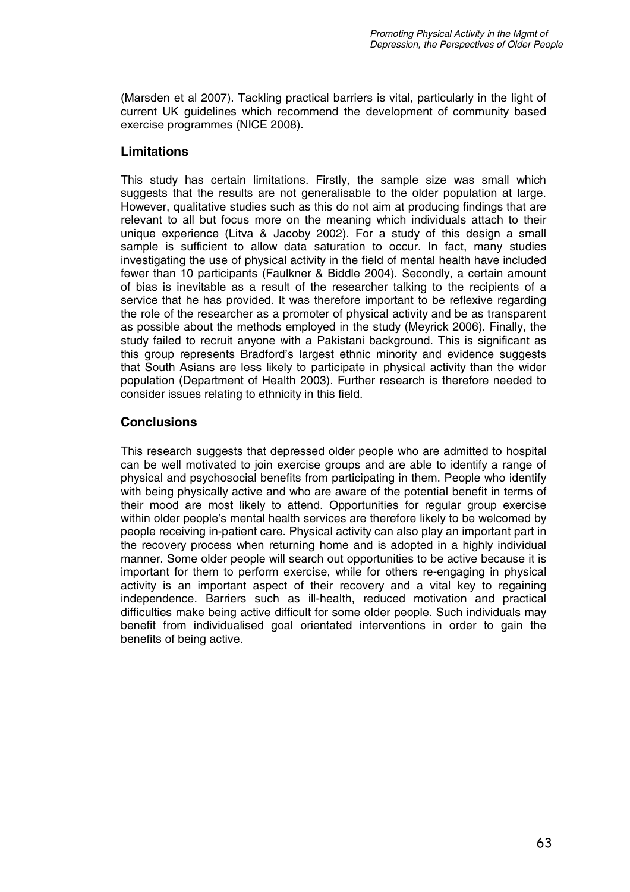(Marsden et al 2007). Tackling practical barriers is vital, particularly in the light of current UK guidelines which recommend the development of community based exercise programmes (NICE 2008).

## Limitations

This study has certain limitations. Firstly, the sample size was small which suggests that the results are not generalisable to the older population at large. However, qualitative studies such as this do not aim at producing findings that are relevant to all but focus more on the meaning which individuals attach to their unique experience (Litva & Jacoby 2002). For a study of this design a small sample is sufficient to allow data saturation to occur. In fact, many studies investigating the use of physical activity in the field of mental health have included fewer than 10 participants (Faulkner & Biddle 2004). Secondly, a certain amount of bias is inevitable as a result of the researcher talking to the recipients of a service that he has provided. It was therefore important to be reflexive regarding the role of the researcher as a promoter of physical activity and be as transparent as possible about the methods employed in the study (Meyrick 2006). Finally, the study failed to recruit anyone with a Pakistani background. This is significant as this group represents Bradford's largest ethnic minority and evidence suggests that South Asians are less likely to participate in physical activity than the wider population (Department of Health 2003). Further research is therefore needed to consider issues relating to ethnicity in this field.

## Conclusions

This research suggests that depressed older people who are admitted to hospital can be well motivated to join exercise groups and are able to identify a range of physical and psychosocial benefits from participating in them. People who identify with being physically active and who are aware of the potential benefit in terms of their mood are most likely to attend. Opportunities for regular group exercise within older people's mental health services are therefore likely to be welcomed by people receiving in-patient care. Physical activity can also play an important part in the recovery process when returning home and is adopted in a highly individual manner. Some older people will search out opportunities to be active because it is important for them to perform exercise, while for others re-engaging in physical activity is an important aspect of their recovery and a vital key to regaining independence. Barriers such as ill-health, reduced motivation and practical difficulties make being active difficult for some older people. Such individuals may benefit from individualised goal orientated interventions in order to gain the benefits of being active.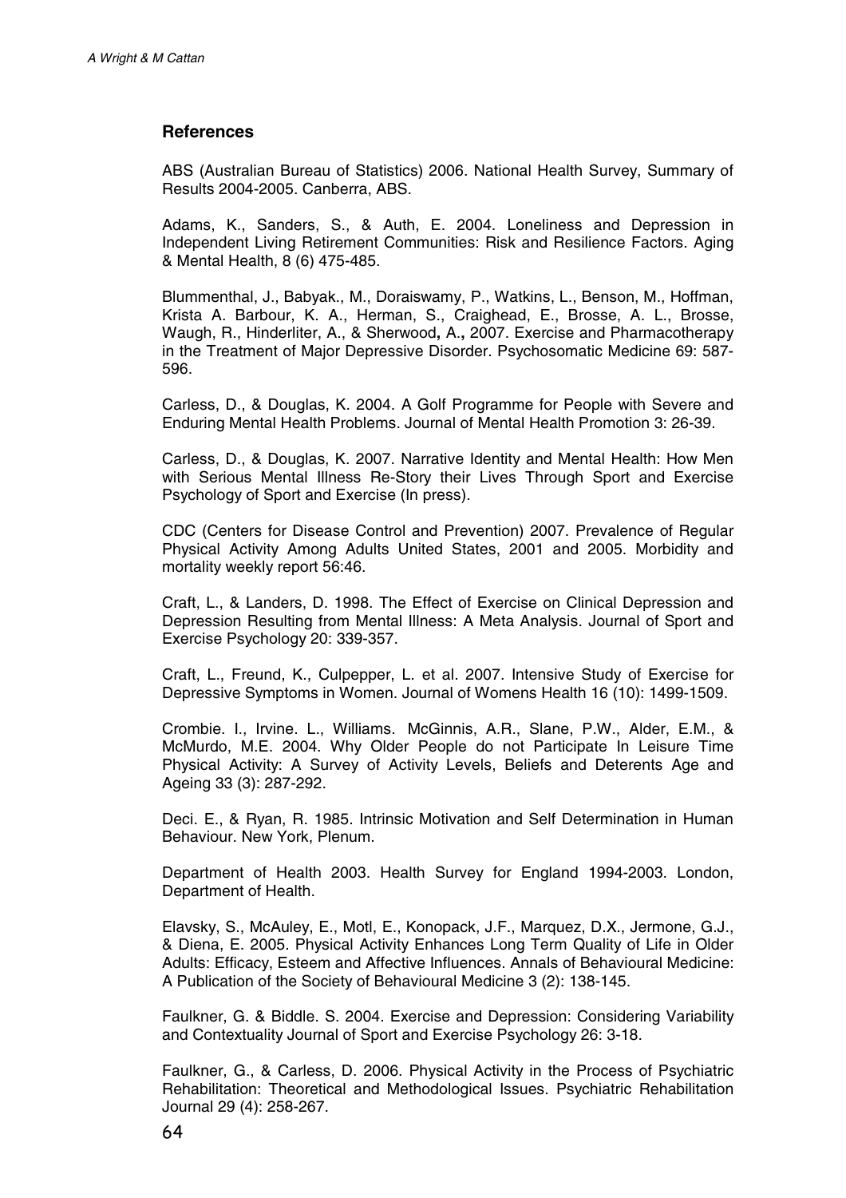## References

ABS (Australian Bureau of Statistics) 2006. National Health Survey, Summary of Results 2004-2005. Canberra, ABS.

Adams, K., Sanders, S., & Auth, E. 2004. Loneliness and Depression in Independent Living Retirement Communities: Risk and Resilience Factors. Aging & Mental Health, 8 (6) 475-485.

Blummenthal, J., Babyak., M., Doraiswamy, P., Watkins, L., Benson, M., Hoffman, Krista A. Barbour, K. A., Herman, S., Craighead, E., Brosse, A. L., Brosse, Waugh, R., Hinderliter, A., & Sherwood**,** A.**,** 2007. Exercise and Pharmacotherapy in the Treatment of Major Depressive Disorder. Psychosomatic Medicine 69: 587-596.

Carless, D., & Douglas, K. 2004. A Golf Programme for People with Severe and Enduring Mental Health Problems. Journal of Mental Health Promotion 3: 26-39.

Carless, D., & Douglas, K. 2007. Narrative Identity and Mental Health: How Men with Serious Mental Illness Re-Story their Lives Through Sport and Exercise Psychology of Sport and Exercise (In press).

CDC (Centers for Disease Control and Prevention) 2007. Prevalence of Regular Physical Activity Among Adults United States, 2001 and 2005. Morbidity and mortality weekly report 56:46.

Craft, L., & Landers, D. 1998. The Effect of Exercise on Clinical Depression and Depression Resulting from Mental Illness: A Meta Analysis. Journal of Sport and Exercise Psychology 20: 339-357.

Craft, L., Freund, K., Culpepper, L. et al. 2007. Intensive Study of Exercise for Depressive Symptoms in Women. Journal of Womens Health 16 (10): 1499-1509.

Crombie. I., Irvine. L., Williams. McGinnis, A.R., Slane, P.W., Alder, E.M., & McMurdo, M.E. 2004. Why Older People do not Participate In Leisure Time Physical Activity: A Survey of Activity Levels, Beliefs and Deterents Age and Ageing 33 (3): 287-292.

Deci. E., & Ryan, R. 1985. Intrinsic Motivation and Self Determination in Human Behaviour. New York, Plenum.

Department of Health 2003. Health Survey for England 1994-2003. London, Department of Health.

Elavsky, S., McAuley, E., Motl, E., Konopack, J.F., Marquez, D.X., Jermone, G.J., & Diena, E. 2005. Physical Activity Enhances Long Term Quality of Life in Older Adults: Efficacy, Esteem and Affective Influences. Annals of Behavioural Medicine: A Publication of the Society of Behavioural Medicine 3 (2): 138-145.

Faulkner, G. & Biddle. S. 2004. Exercise and Depression: Considering Variability and Contextuality Journal of Sport and Exercise Psychology 26: 3-18.

Faulkner, G., & Carless, D. 2006. Physical Activity in the Process of Psychiatric Rehabilitation: Theoretical and Methodological Issues. Psychiatric Rehabilitation Journal 29 (4): 258-267.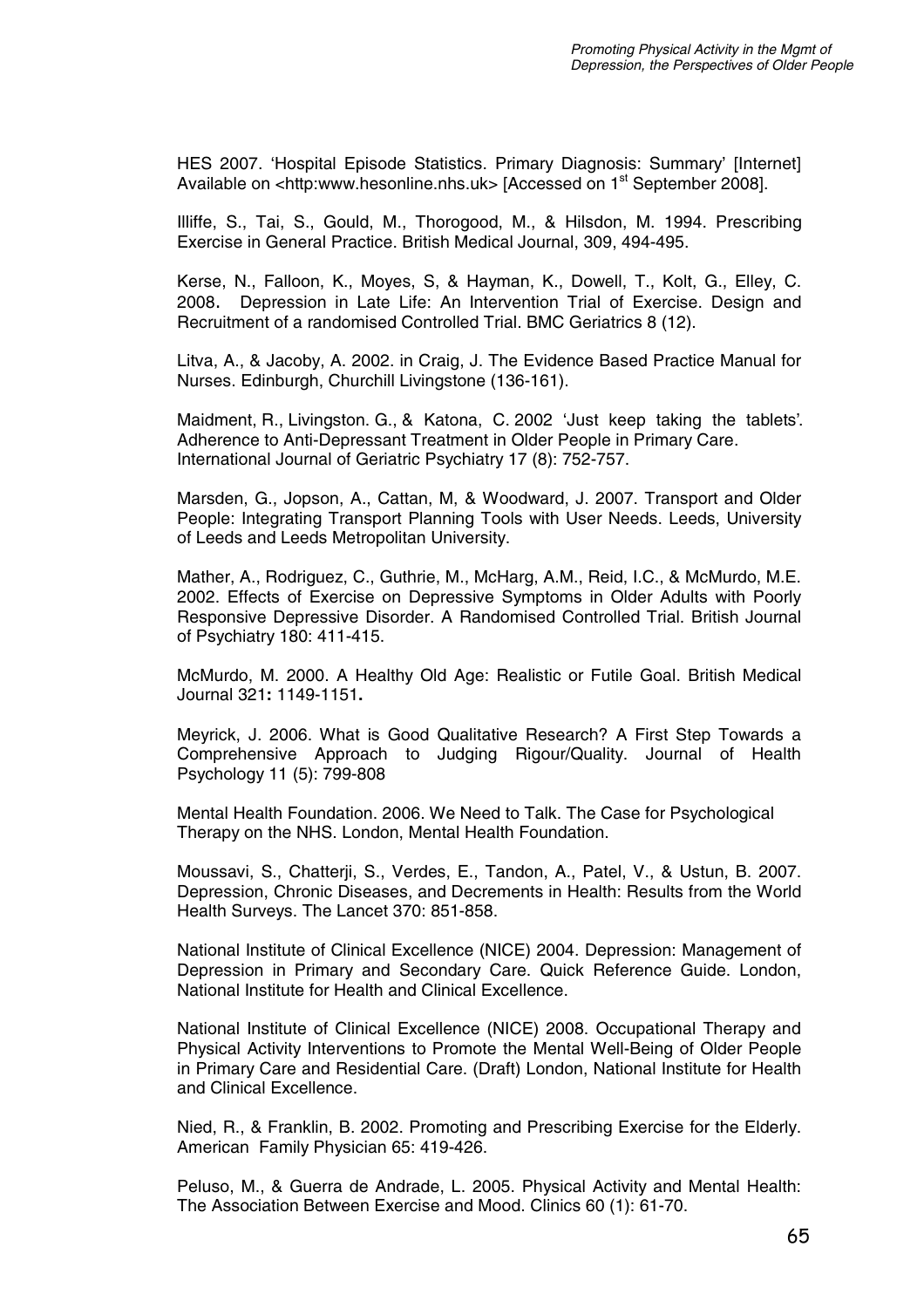HES 2007. 'Hospital Episode Statistics. Primary Diagnosis: Summary' [Internet] Available on <http:www.hesonline.nhs.uk> [Accessed on 1st September 2008].

Illiffe, S., Tai, S., Gould, M., Thorogood, M., & Hilsdon, M. 1994. Prescribing Exercise in General Practice. British Medical Journal, 309, 494-495.

Kerse, N., Falloon, K., Moyes, S, & Hayman, K., Dowell, T., Kolt, G., Elley, C. 2008. Depression in Late Life: An Intervention Trial of Exercise. Design and Recruitment of a randomised Controlled Trial. BMC Geriatrics 8 (12).

Litva, A., & Jacoby, A. 2002. in Craig, J. The Evidence Based Practice Manual for Nurses. Edinburgh, Churchill Livingstone (136-161).

Maidment, R., Livingston. G., & Katona, C. 2002 'Just keep taking the tablets'. Adherence to Anti-Depressant Treatment in Older People in Primary Care. International Journal of Geriatric Psychiatry 17 (8): 752-757.

Marsden, G., Jopson, A., Cattan, M, & Woodward, J. 2007. Transport and Older People: Integrating Transport Planning Tools with User Needs. Leeds, University of Leeds and Leeds Metropolitan University.

Mather, A., Rodriguez, C., Guthrie, M., McHarg, A.M., Reid, I.C., & McMurdo, M.E. 2002. Effects of Exercise on Depressive Symptoms in Older Adults with Poorly Responsive Depressive Disorder. A Randomised Controlled Trial. British Journal of Psychiatry 180: 411-415.

McMurdo, M. 2000. A Healthy Old Age: Realistic or Futile Goal. British Medical Journal 321**:** 1149-1151**.**

Meyrick, J. 2006. What is Good Qualitative Research? A First Step Towards a Comprehensive Approach to Judging Rigour/Quality. Journal of Health Psychology 11 (5): 799-808

Mental Health Foundation. 2006. We Need to Talk. The Case for Psychological Therapy on the NHS. London, Mental Health Foundation.

Moussavi, S., Chatterji, S., Verdes, E., Tandon, A., Patel, V., & Ustun, B. 2007. Depression, Chronic Diseases, and Decrements in Health: Results from the World Health Surveys. The Lancet 370: 851-858.

National Institute of Clinical Excellence (NICE) 2004. Depression: Management of Depression in Primary and Secondary Care. Quick Reference Guide. London, National Institute for Health and Clinical Excellence.

National Institute of Clinical Excellence (NICE) 2008. Occupational Therapy and Physical Activity Interventions to Promote the Mental Well-Being of Older People in Primary Care and Residential Care. (Draft) London, National Institute for Health and Clinical Excellence.

Nied, R., & Franklin, B. 2002. Promoting and Prescribing Exercise for the Elderly. American Family Physician 65: 419-426.

Peluso, M., & Guerra de Andrade, L. 2005. Physical Activity and Mental Health: The Association Between Exercise and Mood. Clinics 60 (1): 61-70.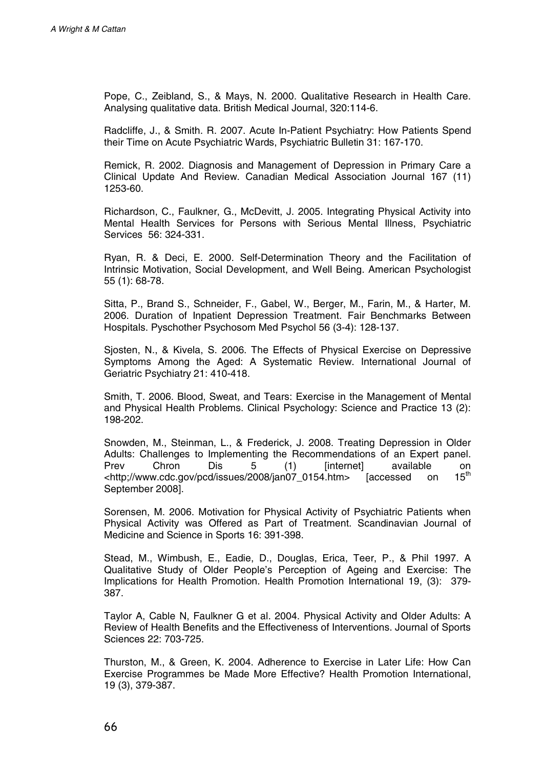Pope, C., Zeibland, S., & Mays, N. 2000. Qualitative Research in Health Care. Analysing qualitative data. British Medical Journal, 320:114-6.

Radcliffe, J., & Smith. R. 2007. Acute In-Patient Psychiatry: How Patients Spend their Time on Acute Psychiatric Wards, Psychiatric Bulletin 31: 167-170.

Remick, R. 2002. Diagnosis and Management of Depression in Primary Care a Clinical Update And Review. Canadian Medical Association Journal 167 (11) 1253-60.

Richardson, C., Faulkner, G., McDevitt, J. 2005. Integrating Physical Activity into Mental Health Services for Persons with Serious Mental Illness, Psychiatric Services 56: 324-331.

Ryan, R. & Deci, E. 2000. Self-Determination Theory and the Facilitation of Intrinsic Motivation, Social Development, and Well Being. American Psychologist 55 (1): 68-78.

Sitta, P., Brand S., Schneider, F., Gabel, W., Berger, M., Farin, M., & Harter, M. 2006. Duration of Inpatient Depression Treatment. Fair Benchmarks Between Hospitals. Pyschother Psychosom Med Psychol 56 (3-4): 128-137.

Sjosten, N., & Kivela, S. 2006. The Effects of Physical Exercise on Depressive Symptoms Among the Aged: A Systematic Review. International Journal of Geriatric Psychiatry 21: 410-418.

Smith, T. 2006. Blood, Sweat, and Tears: Exercise in the Management of Mental and Physical Health Problems. Clinical Psychology: Science and Practice 13 (2): 198-202.

Snowden, M., Steinman, L., & Frederick, J. 2008. Treating Depression in Older Adults: Challenges to Implementing the Recommendations of an Expert panel. Prev Chron Dis 5 (1) [internet] available on <http;//www.cdc.gov/pcd/issues/2008/jan07_0154.htm> [accessed on 15th September 2008].

Sorensen, M. 2006. Motivation for Physical Activity of Psychiatric Patients when Physical Activity was Offered as Part of Treatment. Scandinavian Journal of Medicine and Science in Sports 16: 391-398.

Stead, M., Wimbush, E., Eadie, D., Douglas, Erica, Teer, P., & Phil 1997. A Qualitative Study of Older People's Perception of Ageing and Exercise: The Implications for Health Promotion. Health Promotion International 19, (3): 379-387.

Taylor A, Cable N, Faulkner G et al. 2004. Physical Activity and Older Adults: A Review of Health Benefits and the Effectiveness of Interventions. Journal of Sports Sciences 22: 703-725.

Thurston, M., & Green, K. 2004. Adherence to Exercise in Later Life: How Can Exercise Programmes be Made More Effective? Health Promotion International, 19 (3), 379-387.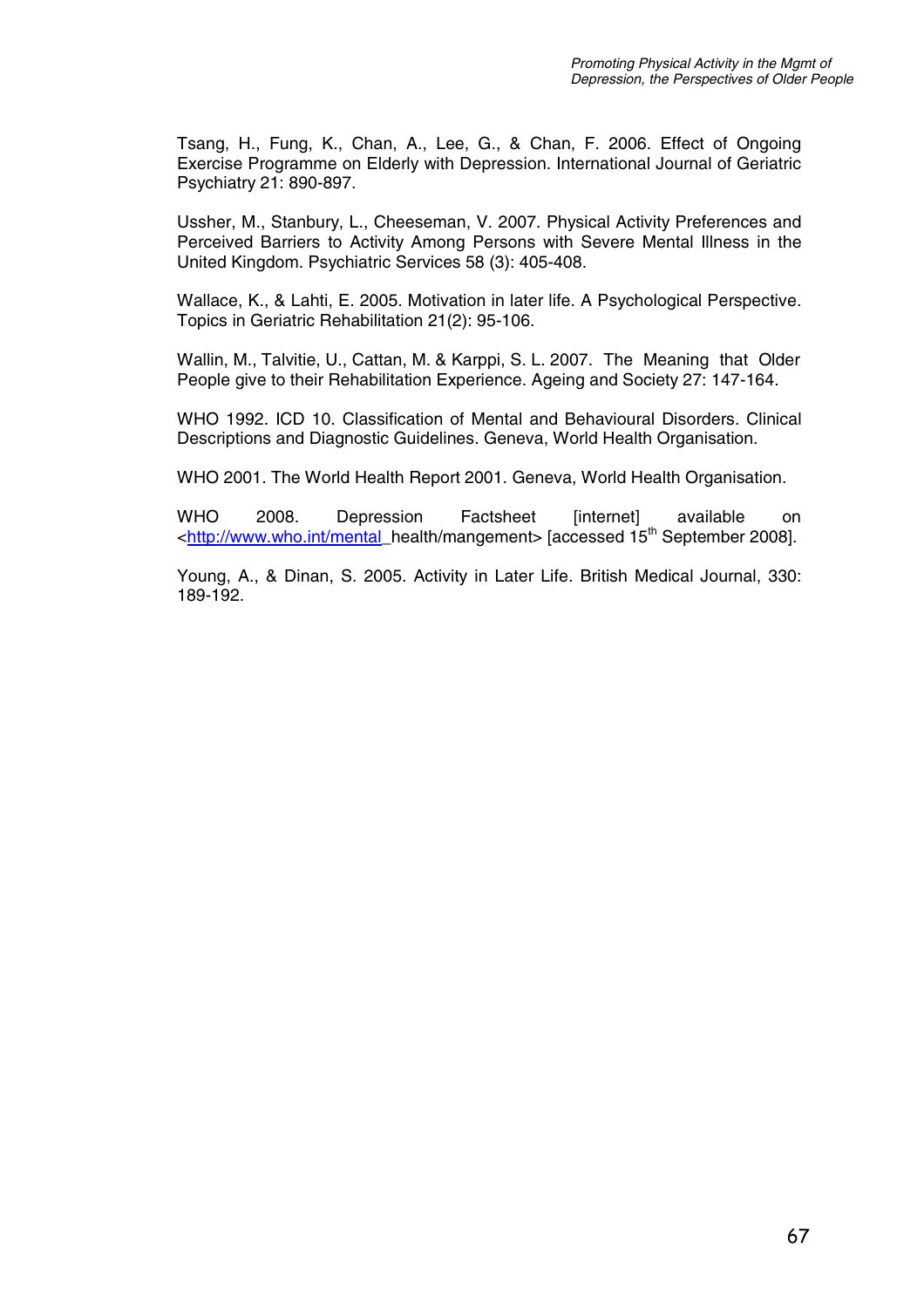Tsang, H., Fung, K., Chan, A., Lee, G., & Chan, F. 2006. Effect of Ongoing Exercise Programme on Elderly with Depression. International Journal of Geriatric Psychiatry 21: 890-897.

Ussher, M., Stanbury, L., Cheeseman, V. 2007. Physical Activity Preferences and Perceived Barriers to Activity Among Persons with Severe Mental Illness in the United Kingdom. Psychiatric Services 58 (3): 405-408.

Wallace, K., & Lahti, E. 2005. Motivation in later life. A Psychological Perspective. Topics in Geriatric Rehabilitation 21(2): 95-106.

Wallin, M., Talvitie, U., Cattan, M. & Karppi, S. L. 2007. The Meaning that Older People give to their Rehabilitation Experience. Ageing and Society 27: 147-164.

WHO 1992. ICD 10. Classification of Mental and Behavioural Disorders. Clinical Descriptions and Diagnostic Guidelines. Geneva, World Health Organisation.

WHO 2001. The World Health Report 2001. Geneva, World Health Organisation.

WHO 2008. Depression Factsheet [internet] available on <http://www.who.int/mental_health/mangement> [accessed 15th September 2008].

Young, A., & Dinan, S. 2005. Activity in Later Life. British Medical Journal, 330: 189-192.